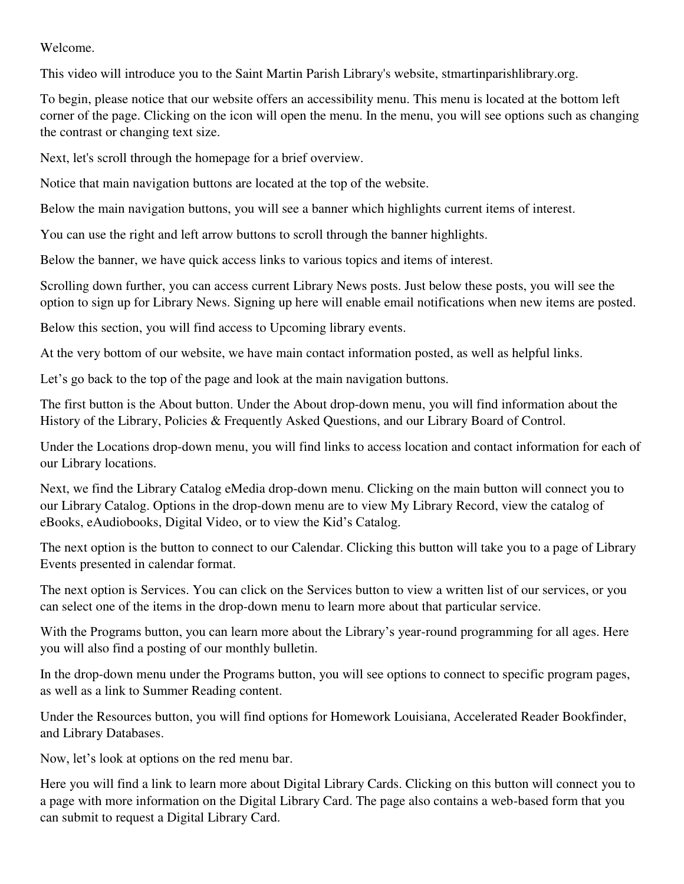Welcome.

This video will introduce you to the Saint Martin Parish Library's website, stmartinparishlibrary.org.

To begin, please notice that our website offers an accessibility menu. This menu is located at the bottom left corner of the page. Clicking on the icon will open the menu. In the menu, you will see options such as changing the contrast or changing text size.

Next, let's scroll through the homepage for a brief overview.

Notice that main navigation buttons are located at the top of the website.

Below the main navigation buttons, you will see a banner which highlights current items of interest.

You can use the right and left arrow buttons to scroll through the banner highlights.

Below the banner, we have quick access links to various topics and items of interest.

Scrolling down further, you can access current Library News posts. Just below these posts, you will see the option to sign up for Library News. Signing up here will enable email notifications when new items are posted.

Below this section, you will find access to Upcoming library events.

At the very bottom of our website, we have main contact information posted, as well as helpful links.

Let's go back to the top of the page and look at the main navigation buttons.

The first button is the About button. Under the About drop-down menu, you will find information about the History of the Library, Policies & Frequently Asked Questions, and our Library Board of Control.

Under the Locations drop-down menu, you will find links to access location and contact information for each of our Library locations.

Next, we find the Library Catalog eMedia drop-down menu. Clicking on the main button will connect you to our Library Catalog. Options in the drop-down menu are to view My Library Record, view the catalog of eBooks, eAudiobooks, Digital Video, or to view the Kid's Catalog.

The next option is the button to connect to our Calendar. Clicking this button will take you to a page of Library Events presented in calendar format.

The next option is Services. You can click on the Services button to view a written list of our services, or you can select one of the items in the drop-down menu to learn more about that particular service.

With the Programs button, you can learn more about the Library's year-round programming for all ages. Here you will also find a posting of our monthly bulletin.

In the drop-down menu under the Programs button, you will see options to connect to specific program pages, as well as a link to Summer Reading content.

Under the Resources button, you will find options for Homework Louisiana, Accelerated Reader Bookfinder, and Library Databases.

Now, let's look at options on the red menu bar.

Here you will find a link to learn more about Digital Library Cards. Clicking on this button will connect you to a page with more information on the Digital Library Card. The page also contains a web-based form that you can submit to request a Digital Library Card.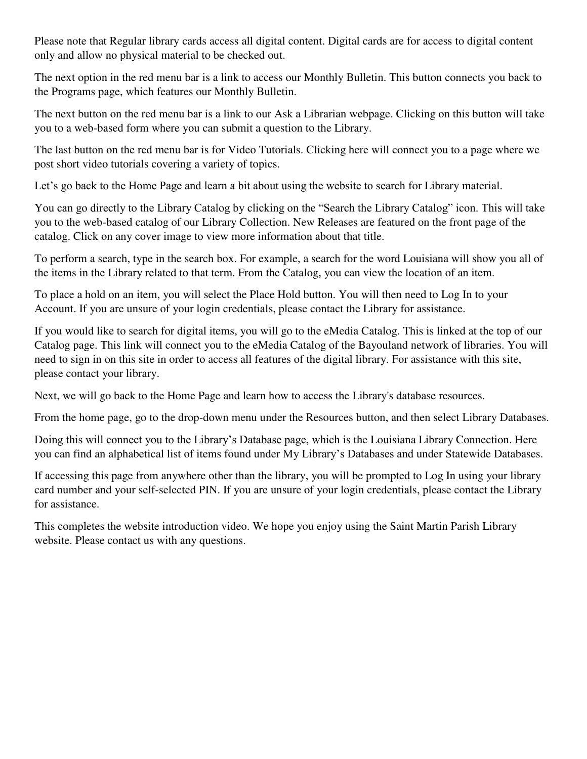Please note that Regular library cards access all digital content. Digital cards are for access to digital content only and allow no physical material to be checked out.

The next option in the red menu bar is a link to access our Monthly Bulletin. This button connects you back to the Programs page, which features our Monthly Bulletin.

The next button on the red menu bar is a link to our Ask a Librarian webpage. Clicking on this button will take you to a web-based form where you can submit a question to the Library.

The last button on the red menu bar is for Video Tutorials. Clicking here will connect you to a page where we post short video tutorials covering a variety of topics.

Let's go back to the Home Page and learn a bit about using the website to search for Library material.

You can go directly to the Library Catalog by clicking on the "Search the Library Catalog" icon. This will take you to the web-based catalog of our Library Collection. New Releases are featured on the front page of the catalog. Click on any cover image to view more information about that title.

To perform a search, type in the search box. For example, a search for the word Louisiana will show you all of the items in the Library related to that term. From the Catalog, you can view the location of an item.

To place a hold on an item, you will select the Place Hold button. You will then need to Log In to your Account. If you are unsure of your login credentials, please contact the Library for assistance.

If you would like to search for digital items, you will go to the eMedia Catalog. This is linked at the top of our Catalog page. This link will connect you to the eMedia Catalog of the Bayouland network of libraries. You will need to sign in on this site in order to access all features of the digital library. For assistance with this site, please contact your library.

Next, we will go back to the Home Page and learn how to access the Library's database resources.

From the home page, go to the drop-down menu under the Resources button, and then select Library Databases.

Doing this will connect you to the Library's Database page, which is the Louisiana Library Connection. Here you can find an alphabetical list of items found under My Library's Databases and under Statewide Databases.

If accessing this page from anywhere other than the library, you will be prompted to Log In using your library card number and your self-selected PIN. If you are unsure of your login credentials, please contact the Library for assistance.

This completes the website introduction video. We hope you enjoy using the Saint Martin Parish Library website. Please contact us with any questions.